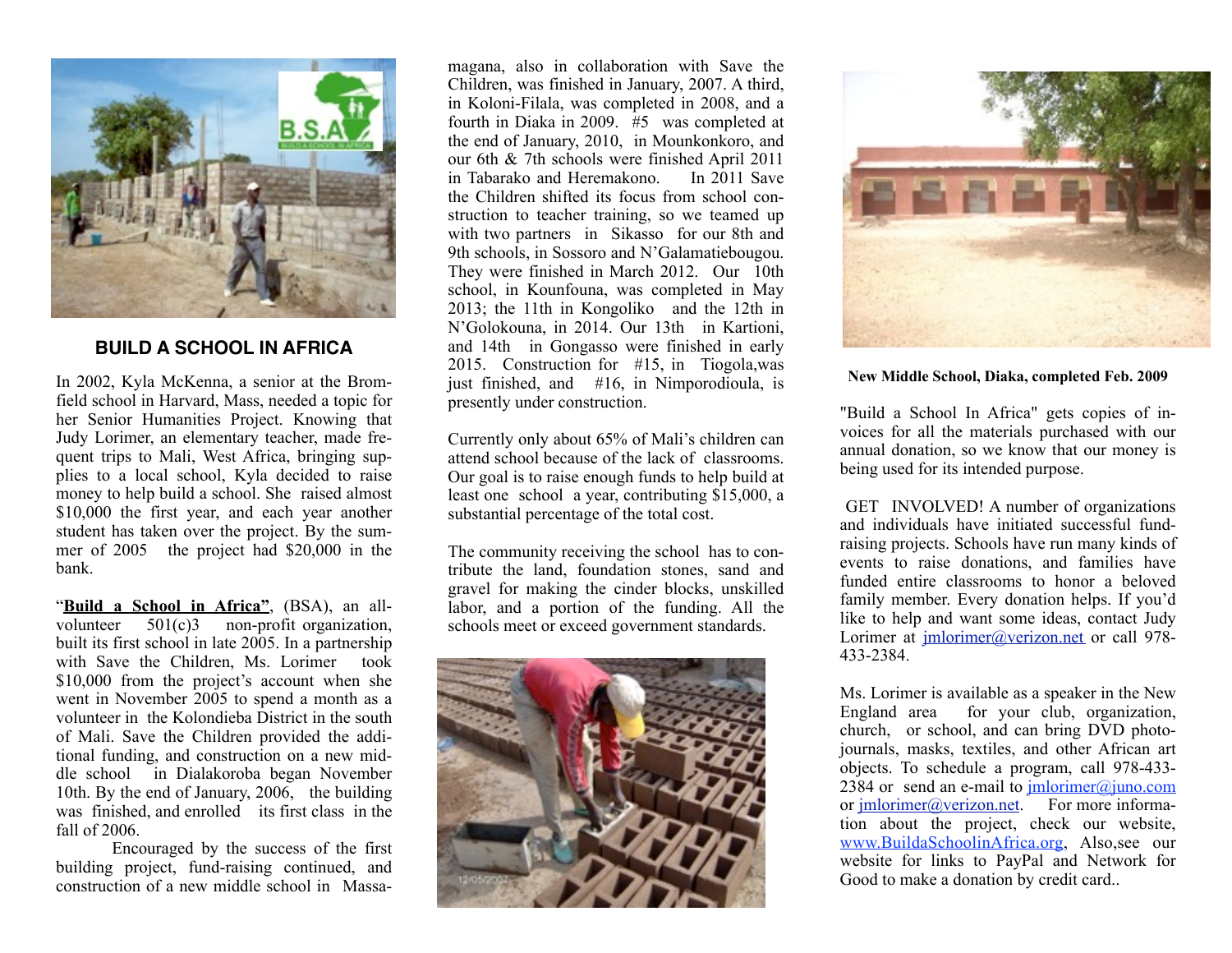## BUILD A SCHOOL IN AFRICA

In 2002, Kyla McKenna, a senior at the Bromfield school in Harvard, Mass, needed a topic for her Senior Humanities Project. Knowing that Judy Lorimer, an elementary teacher, made frequent trips to Mali, West Africa, bringing supplies to a local school, Kyla decided to raise money to help build a school. She raised almost $10,000 the first year, and each year another student has taken over the project. By the summer of 2005 the project had $20,000 in the bank.

"**Build a School in Africa"**, (BSA), an all-volunteer 501(c)3 non-profit organization, built its first school in late 2005. In a partnership with Save the Children, Ms. Lorimer took $10,000 from the project's account when she went in November 2005 to spend a month as a volunteer in the Kolondieba District in the south of Mali. Save the Children provided the additional funding, and construction on a new middle school in Dialakoroba began November 10th. By the end of January, 2006, the building was finished, and enrolled its first class in the fall of 2006.

Encouraged by the success of the first building project, fund-raising continued, and construction of a new middle school in Massamagana, also in collaboration with Save the Children, was finished in January, 2007. A third, in Koloni-Filala, was completed in 2008, and a fourth in Diaka in 2009. #5 was completed at the end of January, 2010, in Mounkonkoro, and our 6th & 7th schools were finished April 2011 in Tabarako and Heremakono. In 2011 Save the Children shifted its focus from school construction to teacher training, so we teamed up with two partners in Sikasso for our 8th and 9th schools, in Sossoro and N'Galamatiebougou. They were finished in March 2012. Our 10th school, in Kounfouna, was completed in May 2013; the 11th in Kongoliko and the 12th in N'Golokouna, in 2014. Our 13th in Kartioni, and 14th in Gongasso were finished in early 2015. Construction for #15, in Tiogola,was just finished, and #16, in Nimporodioula, is presently under construction.

Currently only about 65% of Mali's children can attend school because of the lack of classrooms. Our goal is to raise enough funds to help build at least one school a year, contributing $15,000, a substantial percentage of the total cost.

The community receiving the school has to contribute the land, foundation stones, sand and gravel for making the cinder blocks, unskilled labor, and a portion of the funding. All the schools meet or exceed government standards.

**New Middle School, Diaka, completed Feb. 2009**

"Build a School In Africa" gets copies of invoices for all the materials purchased with our annual donation, so we know that our money is being used for its intended purpose.

GET INVOLVED! A number of organizations and individuals have initiated successful fund-raising projects. Schools have run many kinds of events to raise donations, and families have funded entire classrooms to honor a beloved family member. Every donation helps. If you'd like to help and want some ideas, contact Judy Lorimer at jmlorimer@verizon.net or call 978-433-2384.

Ms. Lorimer is available as a speaker in the New England area for your club, organization, church, or school, and can bring DVD photo-journals, masks, textiles, and other African art objects. To schedule a program, call 978-433-2384 or send an e-mail to jmlorimer@juno.com or jmlorimer@verizon.net. For more information about the project, check our website, www.BuildaSchoolinAfrica.org, Also,see our website for links to PayPal and Network for Good to make a donation by credit card..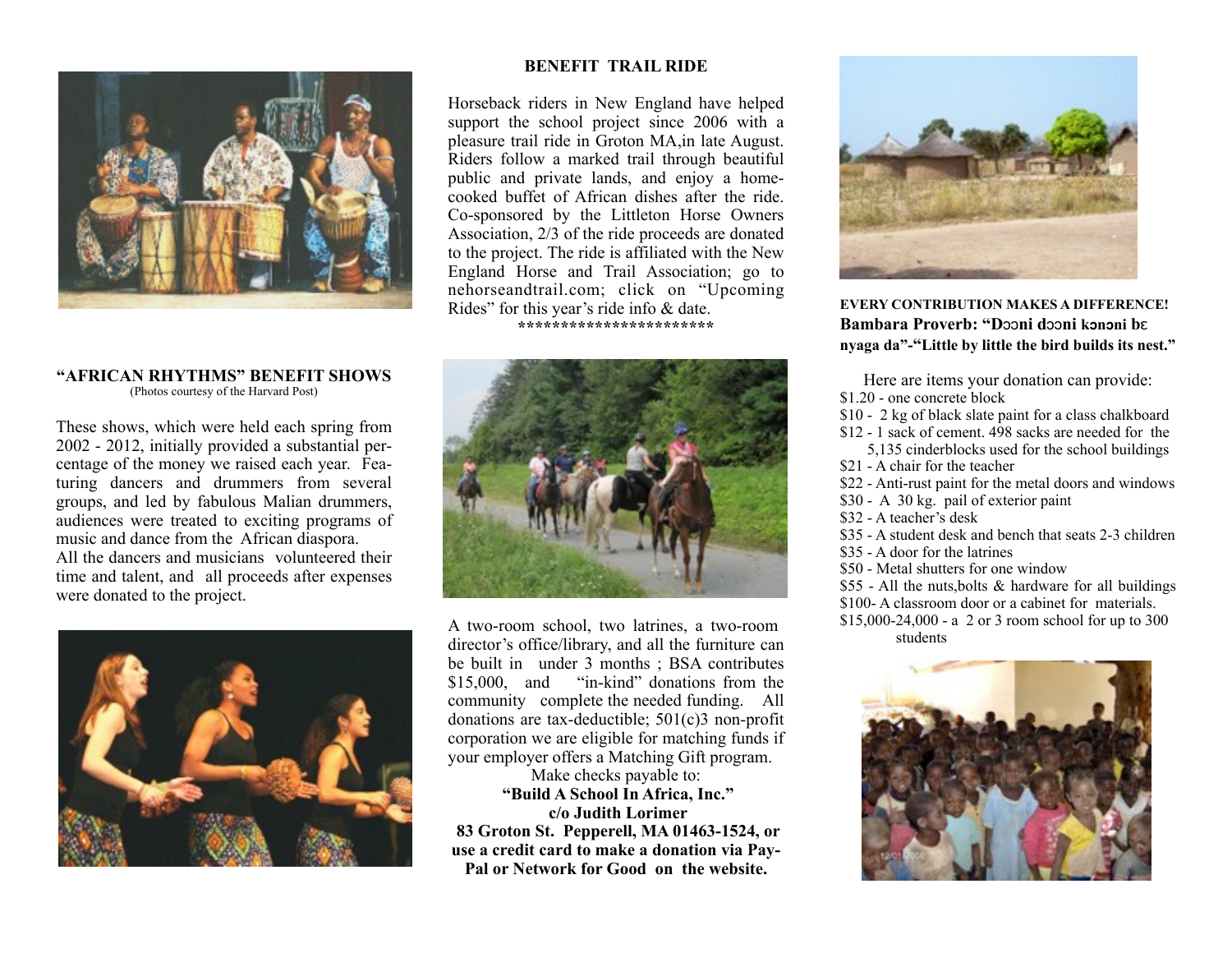## "AFRICAN RHYTHMS" BENEFIT SHOWS

(Photos courtesy of the Harvard Post)

These shows, which were held each spring from 2002 - 2012, initially provided a substantial percentage of the money we raised each year. Featuring dancers and drummers from several groups, and led by fabulous Malian drummers, audiences were treated to exciting programs of music and dance from the African diaspora. All the dancers and musicians volunteered their time and talent, and all proceeds after expenses were donated to the project.

## BENEFIT TRAIL RIDE

Horseback riders in New England have helped support the school project since 2006 with a pleasure trail ride in Groton MA,in late August. Riders follow a marked trail through beautiful public and private lands, and enjoy a home-cooked buffet of African dishes after the ride. Co-sponsored by the Littleton Horse Owners Association, 2/3 of the ride proceeds are donated to the project. The ride is affiliated with the New England Horse and Trail Association; go to nehorseandtrail.com; click on "Upcoming Rides" for this year's ride info & date.

**********************

A two-room school, two latrines, a two-room director's office/library, and all the furniture can be built in under 3 months ; BSA contributes $15,000, and "in-kind" donations from the community complete the needed funding. All donations are tax-deductible; 501(c)3 non-profit corporation we are eligible for matching funds if your employer offers a Matching Gift program.

Make checks payable to:

**"Build A School In Africa, Inc."**
**c/o Judith Lorimer**
**83 Groton St. Pepperell, MA 01463-1524, or use a credit card to make a donation via PayPal or Network for Good on the website.**

**EVERY CONTRIBUTION MAKES A DIFFERENCE!**
**Bambara Proverb: "Dɔɔni dɔɔni kɔnɔni bɛ nyaga da"-"Little by little the bird builds its nest."**

Here are items your donation can provide:

- $1.20 - one concrete block
- $10 - 2 kg of black slate paint for a class chalkboard
- $12 - 1 sack of cement. 498 sacks are needed for the 5,135 cinderblocks used for the school buildings
- $21 - A chair for the teacher
- $22 - Anti-rust paint for the metal doors and windows
- $30 - A 30 kg. pail of exterior paint
- $32 - A teacher's desk
- $35 - A student desk and bench that seats 2-3 children
- $35 - A door for the latrines
- $50 - Metal shutters for one window
- $55 - All the nuts,bolts & hardware for all buildings
- $100- A classroom door or a cabinet for materials.
- $15,000-24,000 - a 2 or 3 room school for up to 300 students